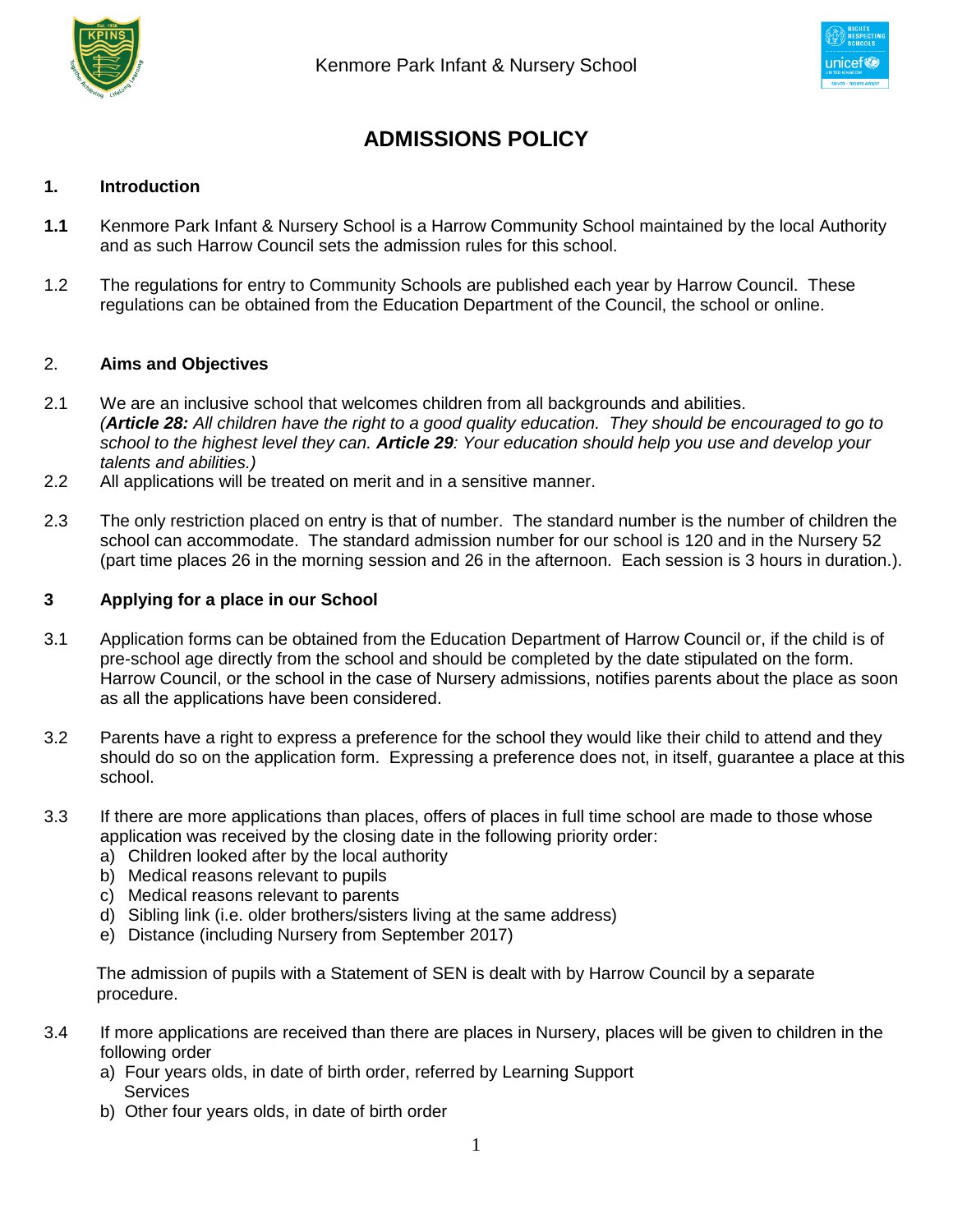Kenmore Park Infant & Nursery School

# ADMISSIONS POLICY

## 1. Introduction

**1.1** Kenmore Park Infant & Nursery School is a Harrow Community School maintained by the local Authority and as such Harrow Council sets the admission rules for this school.

1.2 The regulations for entry to Community Schools are published each year by Harrow Council. These regulations can be obtained from the Education Department of the Council, the school or online.

## 2. Aims and Objectives

2.1 We are an inclusive school that welcomes children from all backgrounds and abilities. *(**Article 28:** All children have the right to a good quality education. They should be encouraged to go to school to the highest level they can. **Article 29**: Your education should help you use and develop your talents and abilities.)*

2.2 All applications will be treated on merit and in a sensitive manner.

2.3 The only restriction placed on entry is that of number. The standard number is the number of children the school can accommodate. The standard admission number for our school is 120 and in the Nursery 52 (part time places 26 in the morning session and 26 in the afternoon. Each session is 3 hours in duration.).

## 3 Applying for a place in our School

3.1 Application forms can be obtained from the Education Department of Harrow Council or, if the child is of pre-school age directly from the school and should be completed by the date stipulated on the form. Harrow Council, or the school in the case of Nursery admissions, notifies parents about the place as soon as all the applications have been considered.

3.2 Parents have a right to express a preference for the school they would like their child to attend and they should do so on the application form. Expressing a preference does not, in itself, guarantee a place at this school.

3.3 If there are more applications than places, offers of places in full time school are made to those whose application was received by the closing date in the following priority order:

a) Children looked after by the local authority
b) Medical reasons relevant to pupils
c) Medical reasons relevant to parents
d) Sibling link (i.e. older brothers/sisters living at the same address)
e) Distance (including Nursery from September 2017)

The admission of pupils with a Statement of SEN is dealt with by Harrow Council by a separate procedure.

3.4 If more applications are received than there are places in Nursery, places will be given to children in the following order

a) Four years olds, in date of birth order, referred by Learning Support Services
b) Other four years olds, in date of birth order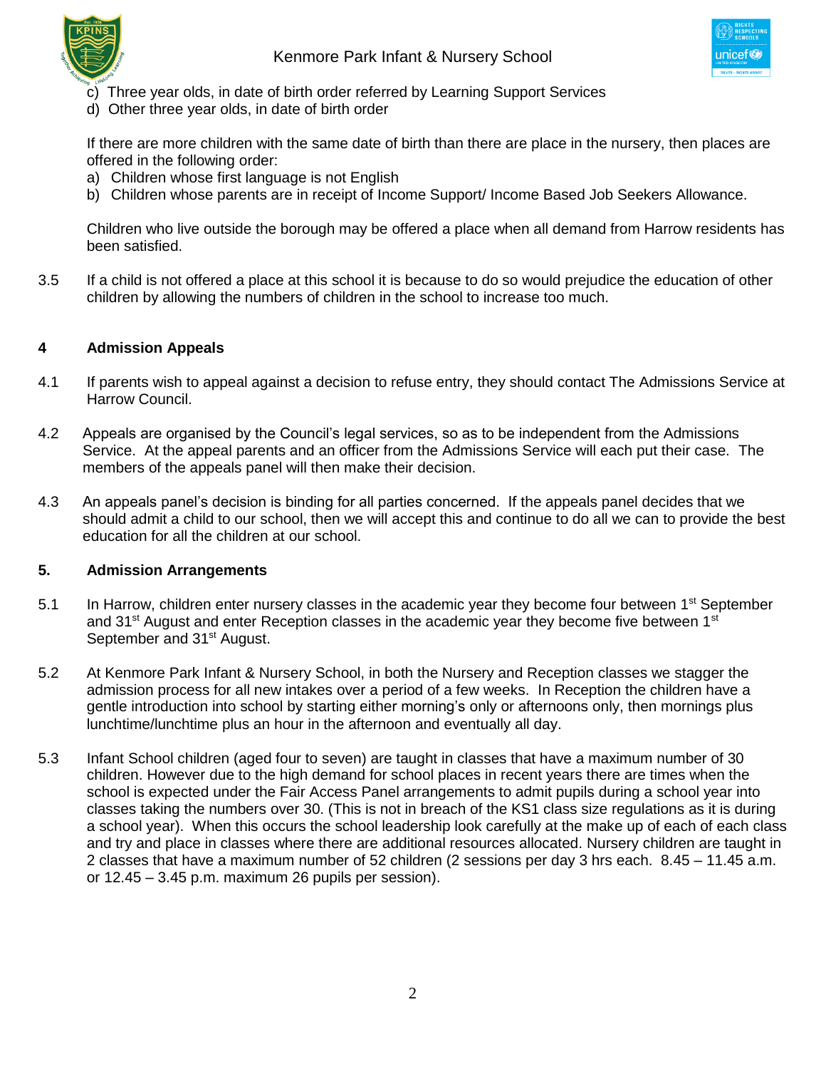c) Three year olds, in date of birth order referred by Learning Support Services
d) Other three year olds, in date of birth order

If there are more children with the same date of birth than there are place in the nursery, then places are offered in the following order:

a) Children whose first language is not English
b) Children whose parents are in receipt of Income Support/ Income Based Job Seekers Allowance.

Children who live outside the borough may be offered a place when all demand from Harrow residents has been satisfied.

3.5 If a child is not offered a place at this school it is because to do so would prejudice the education of other children by allowing the numbers of children in the school to increase too much.

## 4 Admission Appeals

4.1 If parents wish to appeal against a decision to refuse entry, they should contact The Admissions Service at Harrow Council.

4.2 Appeals are organised by the Council's legal services, so as to be independent from the Admissions Service. At the appeal parents and an officer from the Admissions Service will each put their case. The members of the appeals panel will then make their decision.

4.3 An appeals panel's decision is binding for all parties concerned. If the appeals panel decides that we should admit a child to our school, then we will accept this and continue to do all we can to provide the best education for all the children at our school.

## 5. Admission Arrangements

5.1 In Harrow, children enter nursery classes in the academic year they become four between 1st September and 31st August and enter Reception classes in the academic year they become five between 1st September and 31st August.

5.2 At Kenmore Park Infant & Nursery School, in both the Nursery and Reception classes we stagger the admission process for all new intakes over a period of a few weeks. In Reception the children have a gentle introduction into school by starting either morning's only or afternoons only, then mornings plus lunchtime/lunchtime plus an hour in the afternoon and eventually all day.

5.3 Infant School children (aged four to seven) are taught in classes that have a maximum number of 30 children. However due to the high demand for school places in recent years there are times when the school is expected under the Fair Access Panel arrangements to admit pupils during a school year into classes taking the numbers over 30. (This is not in breach of the KS1 class size regulations as it is during a school year). When this occurs the school leadership look carefully at the make up of each of each class and try and place in classes where there are additional resources allocated. Nursery children are taught in 2 classes that have a maximum number of 52 children (2 sessions per day 3 hrs each. 8.45 – 11.45 a.m. or 12.45 – 3.45 p.m. maximum 26 pupils per session).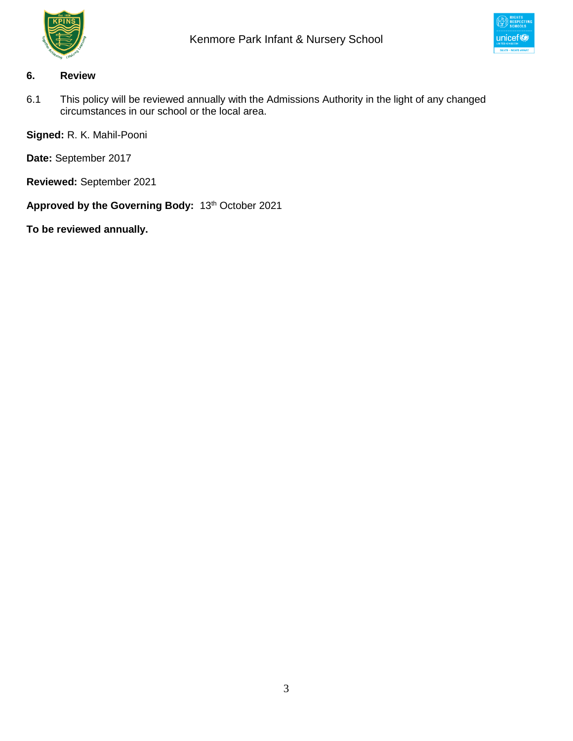## 6. Review

6.1 This policy will be reviewed annually with the Admissions Authority in the light of any changed circumstances in our school or the local area.

**Signed:** R. K. Mahil-Pooni

**Date:** September 2017

**Reviewed:** September 2021

**Approved by the Governing Body:** 13th October 2021

**To be reviewed annually.**